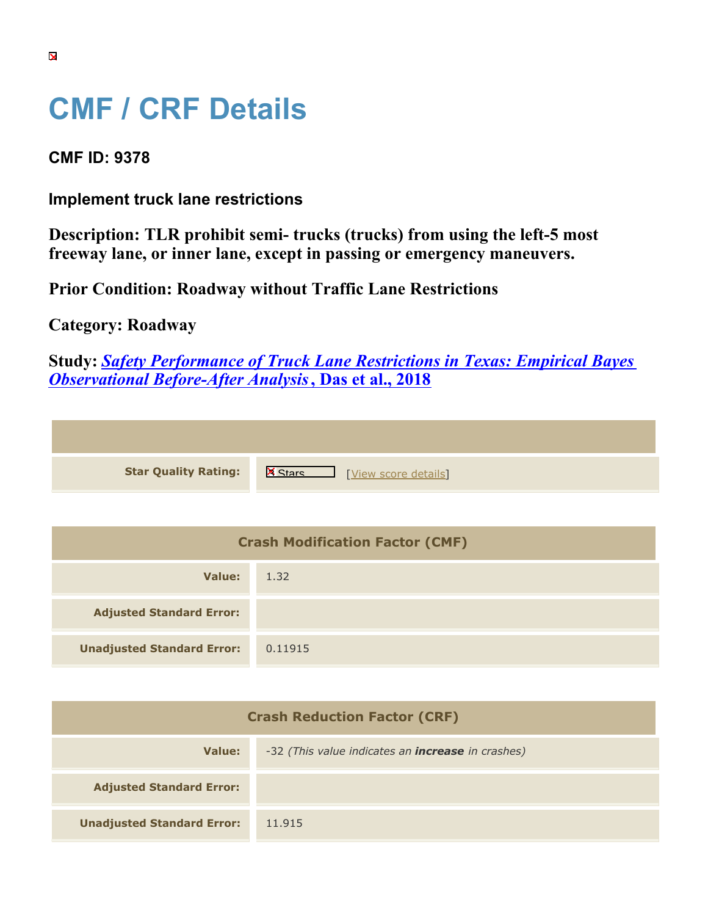# CMF / CRF Details

## CMF ID: 9378

### Implement truck lane restrictions

**Description: TLR prohibit semi- trucks (trucks) from using the left-5 most freeway lane, or inner lane, except in passing or emergency maneuvers.**

**Prior Condition: Roadway without Traffic Lane Restrictions**

**Category: Roadway**

**Study:** ***Safety Performance of Truck Lane Restrictions in Texas: Empirical Bayes Observational Before-After Analysis*, Das et al., 2018**

| | |
|---|---|
| **Star Quality Rating:** | Stars [View score details] |

| Crash Modification Factor (CMF) | |
|---|---|
| **Value:** | 1.32 |
| **Adjusted Standard Error:** | |
| **Unadjusted Standard Error:** | 0.11915 |

| Crash Reduction Factor (CRF) | |
|---|---|
| **Value:** | -32 *(This value indicates an **increase** in crashes)* |
| **Adjusted Standard Error:** | |
| **Unadjusted Standard Error:** | 11.915 |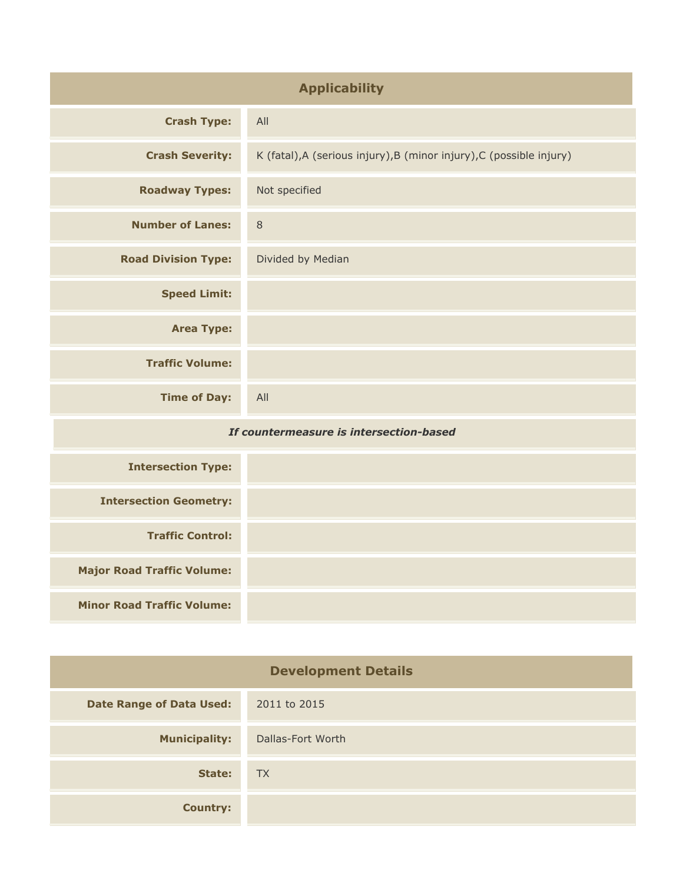## Applicability

| | |
|---|---|
| **Crash Type:** | All |
| **Crash Severity:** | K (fatal),A (serious injury),B (minor injury),C (possible injury) |
| **Roadway Types:** | Not specified |
| **Number of Lanes:** | 8 |
| **Road Division Type:** | Divided by Median |
| **Speed Limit:** | |
| **Area Type:** | |
| **Traffic Volume:** | |
| **Time of Day:** | All |
| ***If countermeasure is intersection-based*** | |
| **Intersection Type:** | |
| **Intersection Geometry:** | |
| **Traffic Control:** | |
| **Major Road Traffic Volume:** | |
| **Minor Road Traffic Volume:** | |

## Development Details

| | |
|---|---|
| **Date Range of Data Used:** | 2011 to 2015 |
| **Municipality:** | Dallas-Fort Worth |
| **State:** | TX |
| **Country:** | |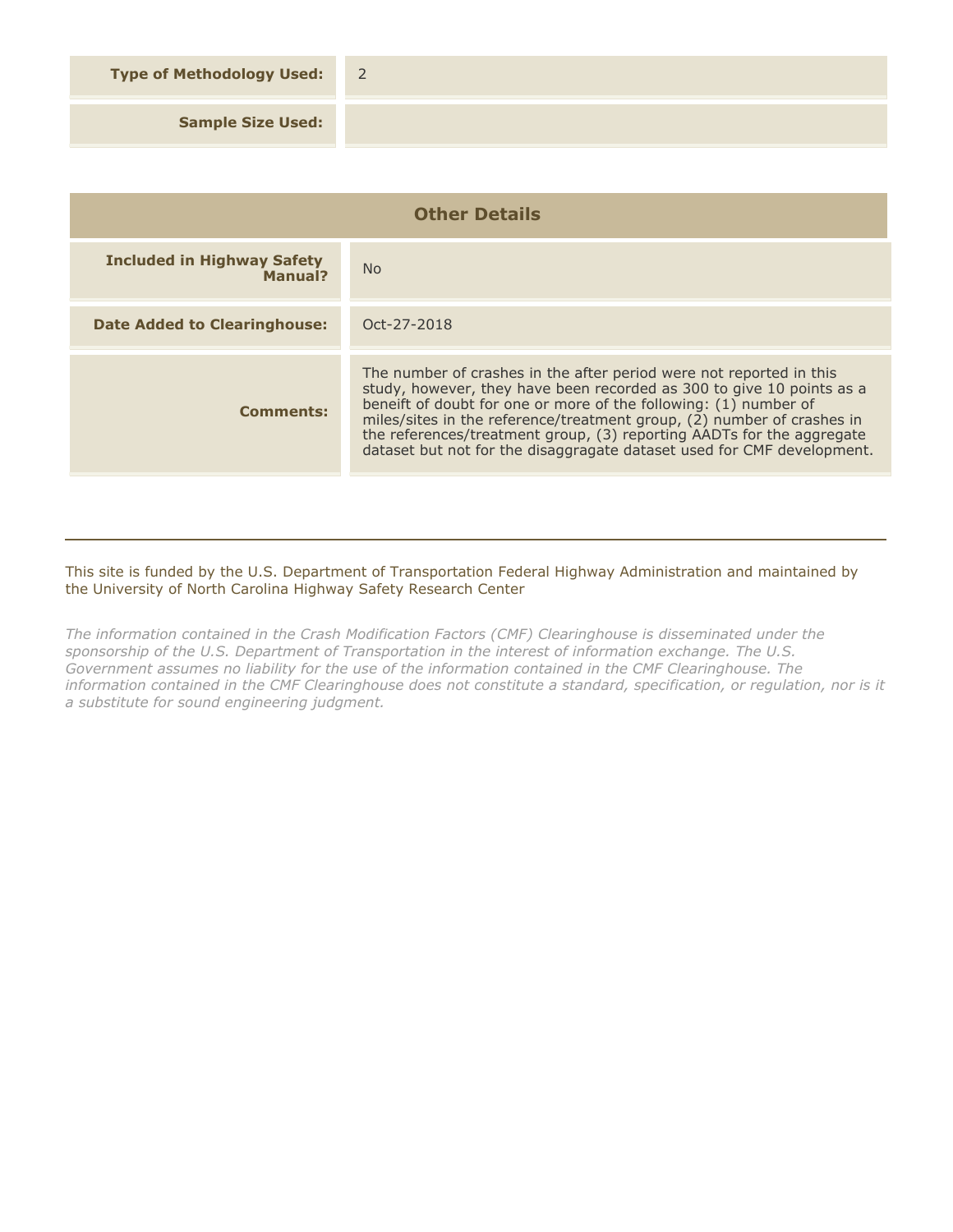| | |
|---|---|
| **Type of Methodology Used:** | 2 |
| **Sample Size Used:** | |

## Other Details

| | |
|---|---|
| **Included in Highway Safety Manual?** | No |
| **Date Added to Clearinghouse:** | Oct-27-2018 |
| **Comments:** | The number of crashes in the after period were not reported in this study, however, they have been recorded as 300 to give 10 points as a beneift of doubt for one or more of the following: (1) number of miles/sites in the reference/treatment group, (2) number of crashes in the references/treatment group, (3) reporting AADTs for the aggregate dataset but not for the disaggragate dataset used for CMF development. |

---

This site is funded by the U.S. Department of Transportation Federal Highway Administration and maintained by the University of North Carolina Highway Safety Research Center

*The information contained in the Crash Modification Factors (CMF) Clearinghouse is disseminated under the sponsorship of the U.S. Department of Transportation in the interest of information exchange. The U.S. Government assumes no liability for the use of the information contained in the CMF Clearinghouse. The information contained in the CMF Clearinghouse does not constitute a standard, specification, or regulation, nor is it a substitute for sound engineering judgment.*